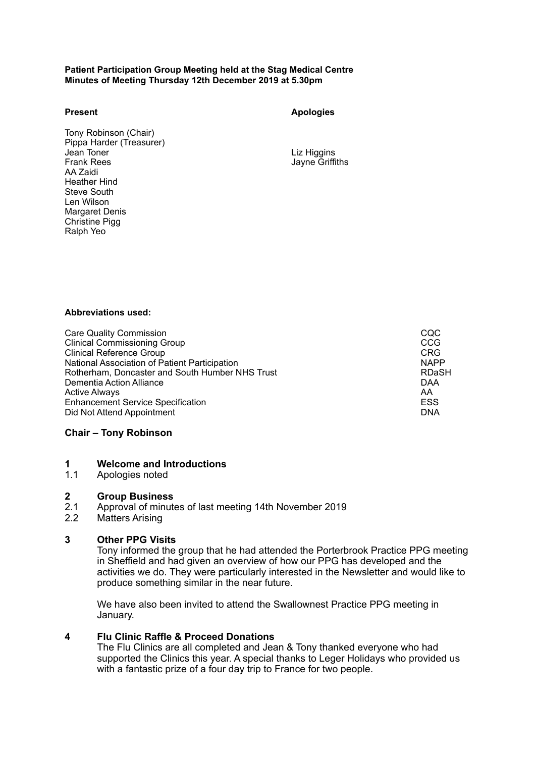**Patient Participation Group Meeting held at the Stag Medical Centre**
**Minutes of Meeting Thursday 12th December 2019 at 5.30pm**

| **Present** | **Apologies** |
|---|---|
| Tony Robinson (Chair) | |
| Pippa Harder (Treasurer) | |
| Jean Toner | Liz Higgins |
| Frank Rees | Jayne Griffiths |
| AA Zaidi | |
| Heather Hind | |
| Steve South | |
| Len Wilson | |
| Margaret Denis | |
| Christine Pigg | |
| Ralph Yeo | |

**Abbreviations used:**

| | |
|---|---|
| Care Quality Commission | CQC |
| Clinical Commissioning Group | CCG |
| Clinical Reference Group | CRG |
| National Association of Patient Participation | NAPP |
| Rotherham, Doncaster and South Humber NHS Trust | RDaSH |
| Dementia Action Alliance | DAA |
| Active Always | AA |
| Enhancement Service Specification | ESS |
| Did Not Attend Appointment | DNA |

## Chair – Tony Robinson

### 1 Welcome and Introductions

1.1 Apologies noted

### 2 Group Business

2.1 Approval of minutes of last meeting 14th November 2019

2.2 Matters Arising

### 3 Other PPG Visits

Tony informed the group that he had attended the Porterbrook Practice PPG meeting in Sheffield and had given an overview of how our PPG has developed and the activities we do. They were particularly interested in the Newsletter and would like to produce something similar in the near future.

We have also been invited to attend the Swallownest Practice PPG meeting in January.

### 4 Flu Clinic Raffle & Proceed Donations

The Flu Clinics are all completed and Jean & Tony thanked everyone who had supported the Clinics this year. A special thanks to Leger Holidays who provided us with a fantastic prize of a four day trip to France for two people.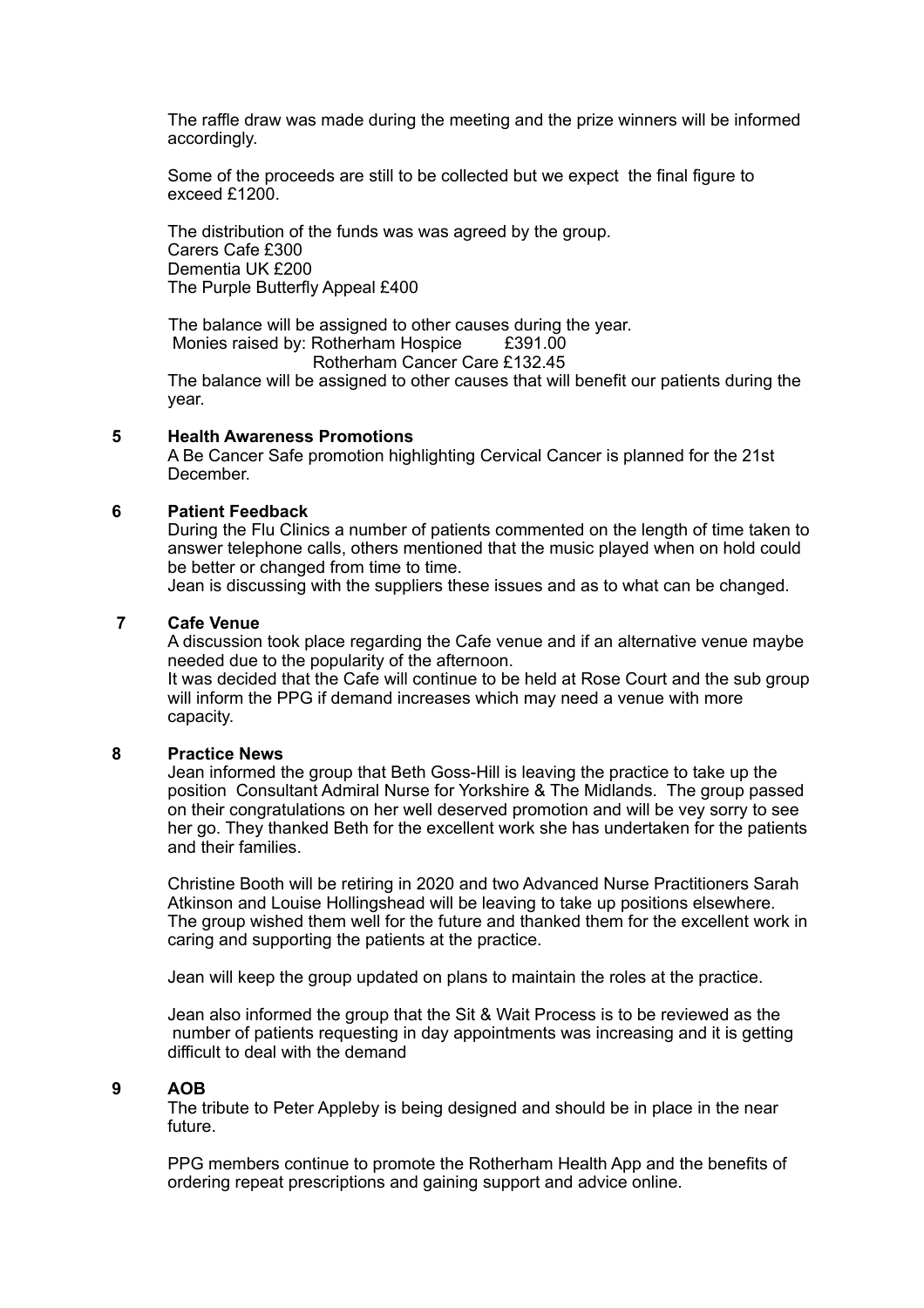The raffle draw was made during the meeting and the prize winners will be informed accordingly.

Some of the proceeds are still to be collected but we expect the final figure to exceed £1200.

The distribution of the funds was was agreed by the group.
Carers Cafe £300
Dementia UK £200
The Purple Butterfly Appeal £400

The balance will be assigned to other causes during the year.
Monies raised by: Rotherham Hospice £391.00
Rotherham Cancer Care £132.45
The balance will be assigned to other causes that will benefit our patients during the year.

**5 Health Awareness Promotions**

A Be Cancer Safe promotion highlighting Cervical Cancer is planned for the 21st December.

**6 Patient Feedback**

During the Flu Clinics a number of patients commented on the length of time taken to answer telephone calls, others mentioned that the music played when on hold could be better or changed from time to time.
Jean is discussing with the suppliers these issues and as to what can be changed.

**7 Cafe Venue**

A discussion took place regarding the Cafe venue and if an alternative venue maybe needed due to the popularity of the afternoon.
It was decided that the Cafe will continue to be held at Rose Court and the sub group will inform the PPG if demand increases which may need a venue with more capacity.

**8 Practice News**

Jean informed the group that Beth Goss-Hill is leaving the practice to take up the position Consultant Admiral Nurse for Yorkshire & The Midlands. The group passed on their congratulations on her well deserved promotion and will be vey sorry to see her go. They thanked Beth for the excellent work she has undertaken for the patients and their families.

Christine Booth will be retiring in 2020 and two Advanced Nurse Practitioners Sarah Atkinson and Louise Hollingshead will be leaving to take up positions elsewhere. The group wished them well for the future and thanked them for the excellent work in caring and supporting the patients at the practice.

Jean will keep the group updated on plans to maintain the roles at the practice.

Jean also informed the group that the Sit & Wait Process is to be reviewed as the number of patients requesting in day appointments was increasing and it is getting difficult to deal with the demand

**9 AOB**

The tribute to Peter Appleby is being designed and should be in place in the near future.

PPG members continue to promote the Rotherham Health App and the benefits of ordering repeat prescriptions and gaining support and advice online.